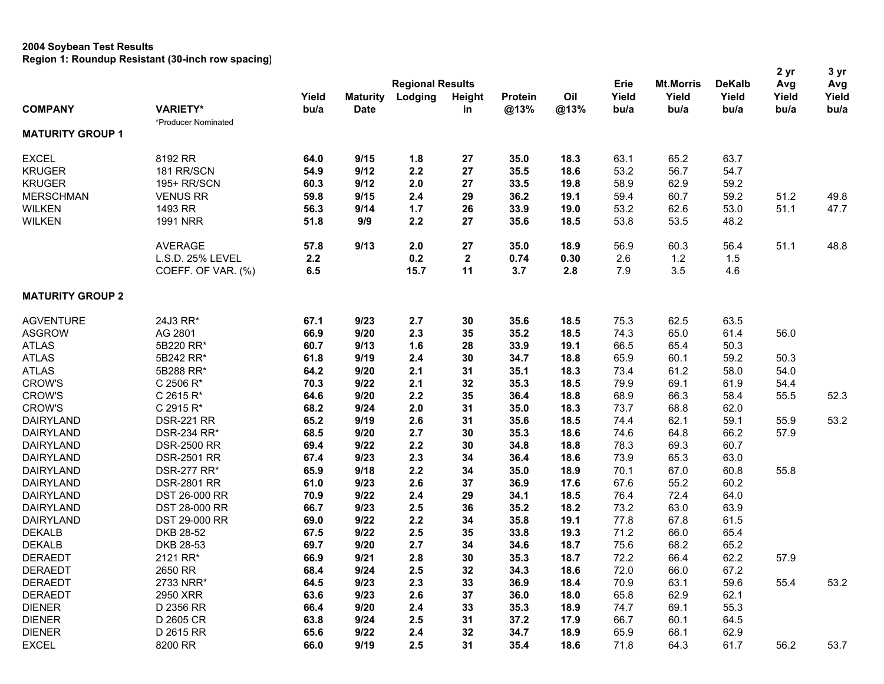**2004 Soybean Test Results**
**Region 1: Roundup Resistant (30-inch row spacing)**

| COMPANY | VARIETY* | Yield bu/a | Maturity Date | Regional Results Lodging | Height in | Protein @13% | Oil @13% | Erie Yield bu/a | Mt.Morris Yield bu/a | DeKalb Yield bu/a | 2 yr Avg Yield bu/a | 3 yr Avg Yield bu/a |
|---|---|---|---|---|---|---|---|---|---|---|---|---|
| | *Producer Nominated | | | | | | | | | | | |
| **MATURITY GROUP 1** | | | | | | | | | | | | |
| EXCEL | 8192 RR | **64.0** | **9/15** | **1.8** | **27** | **35.0** | **18.3** | 63.1 | 65.2 | 63.7 | | |
| KRUGER | 181 RR/SCN | **54.9** | **9/12** | **2.2** | **27** | **35.5** | **18.6** | 53.2 | 56.7 | 54.7 | | |
| KRUGER | 195+ RR/SCN | **60.3** | **9/12** | **2.0** | **27** | **33.5** | **19.8** | 58.9 | 62.9 | 59.2 | | |
| MERSCHMAN | VENUS RR | **59.8** | **9/15** | **2.4** | **29** | **36.2** | **19.1** | 59.4 | 60.7 | 59.2 | 51.2 | 49.8 |
| WILKEN | 1493 RR | **56.3** | **9/14** | **1.7** | **26** | **33.9** | **19.0** | 53.2 | 62.6 | 53.0 | 51.1 | 47.7 |
| WILKEN | 1991 NRR | **51.8** | **9/9** | **2.2** | **27** | **35.6** | **18.5** | 53.8 | 53.5 | 48.2 | | |
| | AVERAGE | **57.8** | **9/13** | **2.0** | **27** | **35.0** | **18.9** | 56.9 | 60.3 | 56.4 | 51.1 | 48.8 |
| | L.S.D. 25% LEVEL | **2.2** | | **0.2** | **2** | **0.74** | **0.30** | 2.6 | 1.2 | 1.5 | | |
| | COEFF. OF VAR. (%) | **6.5** | | **15.7** | **11** | **3.7** | **2.8** | 7.9 | 3.5 | 4.6 | | |
| **MATURITY GROUP 2** | | | | | | | | | | | | |
| AGVENTURE | 24J3 RR* | **67.1** | **9/23** | **2.7** | **30** | **35.6** | **18.5** | 75.3 | 62.5 | 63.5 | | |
| ASGROW | AG 2801 | **66.9** | **9/20** | **2.3** | **35** | **35.2** | **18.5** | 74.3 | 65.0 | 61.4 | 56.0 | |
| ATLAS | 5B220 RR* | **60.7** | **9/13** | **1.6** | **28** | **33.9** | **19.1** | 66.5 | 65.4 | 50.3 | | |
| ATLAS | 5B242 RR* | **61.8** | **9/19** | **2.4** | **30** | **34.7** | **18.8** | 65.9 | 60.1 | 59.2 | 50.3 | |
| ATLAS | 5B288 RR* | **64.2** | **9/20** | **2.1** | **31** | **35.1** | **18.3** | 73.4 | 61.2 | 58.0 | 54.0 | |
| CROW'S | C 2506 R* | **70.3** | **9/22** | **2.1** | **32** | **35.3** | **18.5** | 79.9 | 69.1 | 61.9 | 54.4 | |
| CROW'S | C 2615 R* | **64.6** | **9/20** | **2.2** | **35** | **36.4** | **18.8** | 68.9 | 66.3 | 58.4 | 55.5 | 52.3 |
| CROW'S | C 2915 R* | **68.2** | **9/24** | **2.0** | **31** | **35.0** | **18.3** | 73.7 | 68.8 | 62.0 | | |
| DAIRYLAND | DSR-221 RR | **65.2** | **9/19** | **2.6** | **31** | **35.6** | **18.5** | 74.4 | 62.1 | 59.1 | 55.9 | 53.2 |
| DAIRYLAND | DSR-234 RR* | **68.5** | **9/20** | **2.7** | **30** | **35.3** | **18.6** | 74.6 | 64.8 | 66.2 | 57.9 | |
| DAIRYLAND | DSR-2500 RR | **69.4** | **9/22** | **2.2** | **30** | **34.8** | **18.8** | 78.3 | 69.3 | 60.7 | | |
| DAIRYLAND | DSR-2501 RR | **67.4** | **9/23** | **2.3** | **34** | **36.4** | **18.6** | 73.9 | 65.3 | 63.0 | | |
| DAIRYLAND | DSR-277 RR* | **65.9** | **9/18** | **2.2** | **34** | **35.0** | **18.9** | 70.1 | 67.0 | 60.8 | 55.8 | |
| DAIRYLAND | DSR-2801 RR | **61.0** | **9/23** | **2.6** | **37** | **36.9** | **17.6** | 67.6 | 55.2 | 60.2 | | |
| DAIRYLAND | DST 26-000 RR | **70.9** | **9/22** | **2.4** | **29** | **34.1** | **18.5** | 76.4 | 72.4 | 64.0 | | |
| DAIRYLAND | DST 28-000 RR | **66.7** | **9/23** | **2.5** | **36** | **35.2** | **18.2** | 73.2 | 63.0 | 63.9 | | |
| DAIRYLAND | DST 29-000 RR | **69.0** | **9/22** | **2.2** | **34** | **35.8** | **19.1** | 77.8 | 67.8 | 61.5 | | |
| DEKALB | DKB 28-52 | **67.5** | **9/22** | **2.5** | **35** | **33.8** | **19.3** | 71.2 | 66.0 | 65.4 | | |
| DEKALB | DKB 28-53 | **69.7** | **9/20** | **2.7** | **34** | **34.6** | **18.7** | 75.6 | 68.2 | 65.2 | | |
| DERAEDT | 2121 RR* | **66.9** | **9/21** | **2.8** | **30** | **35.3** | **18.7** | 72.2 | 66.4 | 62.2 | 57.9 | |
| DERAEDT | 2650 RR | **68.4** | **9/24** | **2.5** | **32** | **34.3** | **18.6** | 72.0 | 66.0 | 67.2 | | |
| DERAEDT | 2733 NRR* | **64.5** | **9/23** | **2.3** | **33** | **36.9** | **18.4** | 70.9 | 63.1 | 59.6 | 55.4 | 53.2 |
| DERAEDT | 2950 XRR | **63.6** | **9/23** | **2.6** | **37** | **36.0** | **18.0** | 65.8 | 62.9 | 62.1 | | |
| DIENER | D 2356 RR | **66.4** | **9/20** | **2.4** | **33** | **35.3** | **18.9** | 74.7 | 69.1 | 55.3 | | |
| DIENER | D 2605 CR | **63.8** | **9/24** | **2.5** | **31** | **37.2** | **17.9** | 66.7 | 60.1 | 64.5 | | |
| DIENER | D 2615 RR | **65.6** | **9/22** | **2.4** | **32** | **34.7** | **18.9** | 65.9 | 68.1 | 62.9 | | |
| EXCEL | 8200 RR | **66.0** | **9/19** | **2.5** | **31** | **35.4** | **18.6** | 71.8 | 64.3 | 61.7 | 56.2 | 53.7 |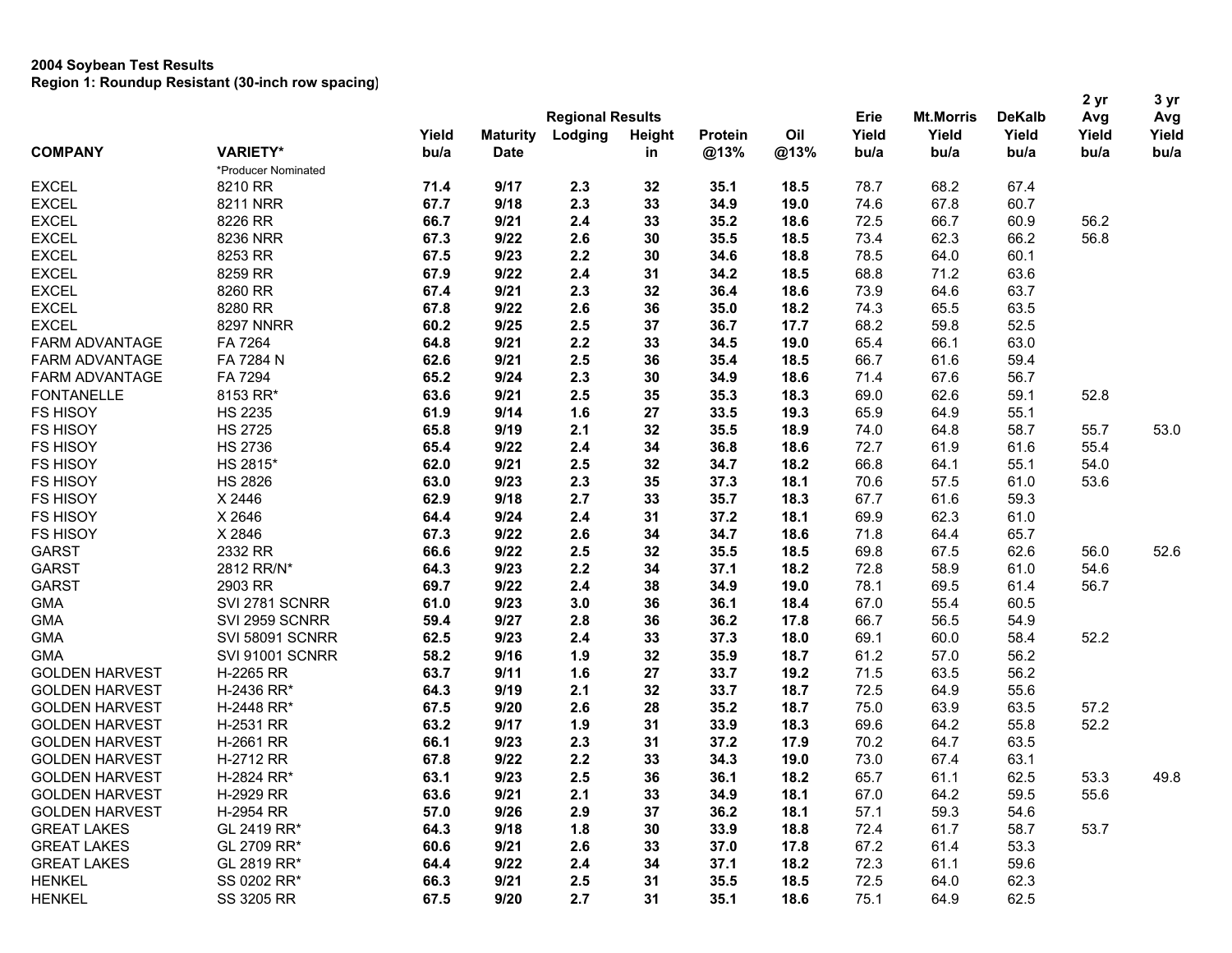**2004 Soybean Test Results**
**Region 1: Roundup Resistant (30-inch row spacing)**

| COMPANY | VARIETY* | Yield bu/a | Maturity Date | Regional Results Lodging | Height in | Protein @13% | Oil @13% | Erie Yield bu/a | Mt.Morris Yield bu/a | DeKalb Yield bu/a | 2 yr Avg Yield bu/a | 3 yr Avg Yield bu/a |
|---|---|---|---|---|---|---|---|---|---|---|---|---|
| | *Producer Nominated | | | | | | | | | | | |
| EXCEL | 8210 RR | **71.4** | **9/17** | **2.3** | **32** | **35.1** | **18.5** | 78.7 | 68.2 | 67.4 | | |
| EXCEL | 8211 NRR | **67.7** | **9/18** | **2.3** | **33** | **34.9** | **19.0** | 74.6 | 67.8 | 60.7 | | |
| EXCEL | 8226 RR | **66.7** | **9/21** | **2.4** | **33** | **35.2** | **18.6** | 72.5 | 66.7 | 60.9 | 56.2 | |
| EXCEL | 8236 NRR | **67.3** | **9/22** | **2.6** | **30** | **35.5** | **18.5** | 73.4 | 62.3 | 66.2 | 56.8 | |
| EXCEL | 8253 RR | **67.5** | **9/23** | **2.2** | **30** | **34.6** | **18.8** | 78.5 | 64.0 | 60.1 | | |
| EXCEL | 8259 RR | **67.9** | **9/22** | **2.4** | **31** | **34.2** | **18.5** | 68.8 | 71.2 | 63.6 | | |
| EXCEL | 8260 RR | **67.4** | **9/21** | **2.3** | **32** | **36.4** | **18.6** | 73.9 | 64.6 | 63.7 | | |
| EXCEL | 8280 RR | **67.8** | **9/22** | **2.6** | **36** | **35.0** | **18.2** | 74.3 | 65.5 | 63.5 | | |
| EXCEL | 8297 NNRR | **60.2** | **9/25** | **2.5** | **37** | **36.7** | **17.7** | 68.2 | 59.8 | 52.5 | | |
| FARM ADVANTAGE | FA 7264 | **64.8** | **9/21** | **2.2** | **33** | **34.5** | **19.0** | 65.4 | 66.1 | 63.0 | | |
| FARM ADVANTAGE | FA 7284 N | **62.6** | **9/21** | **2.5** | **36** | **35.4** | **18.5** | 66.7 | 61.6 | 59.4 | | |
| FARM ADVANTAGE | FA 7294 | **65.2** | **9/24** | **2.3** | **30** | **34.9** | **18.6** | 71.4 | 67.6 | 56.7 | | |
| FONTANELLE | 8153 RR* | **63.6** | **9/21** | **2.5** | **35** | **35.3** | **18.3** | 69.0 | 62.6 | 59.1 | 52.8 | |
| FS HISOY | HS 2235 | **61.9** | **9/14** | **1.6** | **27** | **33.5** | **19.3** | 65.9 | 64.9 | 55.1 | | |
| FS HISOY | HS 2725 | **65.8** | **9/19** | **2.1** | **32** | **35.5** | **18.9** | 74.0 | 64.8 | 58.7 | 55.7 | 53.0 |
| FS HISOY | HS 2736 | **65.4** | **9/22** | **2.4** | **34** | **36.8** | **18.6** | 72.7 | 61.9 | 61.6 | 55.4 | |
| FS HISOY | HS 2815* | **62.0** | **9/21** | **2.5** | **32** | **34.7** | **18.2** | 66.8 | 64.1 | 55.1 | 54.0 | |
| FS HISOY | HS 2826 | **63.0** | **9/23** | **2.3** | **35** | **37.3** | **18.1** | 70.6 | 57.5 | 61.0 | 53.6 | |
| FS HISOY | X 2446 | **62.9** | **9/18** | **2.7** | **33** | **35.7** | **18.3** | 67.7 | 61.6 | 59.3 | | |
| FS HISOY | X 2646 | **64.4** | **9/24** | **2.4** | **31** | **37.2** | **18.1** | 69.9 | 62.3 | 61.0 | | |
| FS HISOY | X 2846 | **67.3** | **9/22** | **2.6** | **34** | **34.7** | **18.6** | 71.8 | 64.4 | 65.7 | | |
| GARST | 2332 RR | **66.6** | **9/22** | **2.5** | **32** | **35.5** | **18.5** | 69.8 | 67.5 | 62.6 | 56.0 | 52.6 |
| GARST | 2812 RR/N* | **64.3** | **9/23** | **2.2** | **34** | **37.1** | **18.2** | 72.8 | 58.9 | 61.0 | 54.6 | |
| GARST | 2903 RR | **69.7** | **9/22** | **2.4** | **38** | **34.9** | **19.0** | 78.1 | 69.5 | 61.4 | 56.7 | |
| GMA | SVI 2781 SCNRR | **61.0** | **9/23** | **3.0** | **36** | **36.1** | **18.4** | 67.0 | 55.4 | 60.5 | | |
| GMA | SVI 2959 SCNRR | **59.4** | **9/27** | **2.8** | **36** | **36.2** | **17.8** | 66.7 | 56.5 | 54.9 | | |
| GMA | SVI 58091 SCNRR | **62.5** | **9/23** | **2.4** | **33** | **37.3** | **18.0** | 69.1 | 60.0 | 58.4 | 52.2 | |
| GMA | SVI 91001 SCNRR | **58.2** | **9/16** | **1.9** | **32** | **35.9** | **18.7** | 61.2 | 57.0 | 56.2 | | |
| GOLDEN HARVEST | H-2265 RR | **63.7** | **9/11** | **1.6** | **27** | **33.7** | **19.2** | 71.5 | 63.5 | 56.2 | | |
| GOLDEN HARVEST | H-2436 RR* | **64.3** | **9/19** | **2.1** | **32** | **33.7** | **18.7** | 72.5 | 64.9 | 55.6 | | |
| GOLDEN HARVEST | H-2448 RR* | **67.5** | **9/20** | **2.6** | **28** | **35.2** | **18.7** | 75.0 | 63.9 | 63.5 | 57.2 | |
| GOLDEN HARVEST | H-2531 RR | **63.2** | **9/17** | **1.9** | **31** | **33.9** | **18.3** | 69.6 | 64.2 | 55.8 | 52.2 | |
| GOLDEN HARVEST | H-2661 RR | **66.1** | **9/23** | **2.3** | **31** | **37.2** | **17.9** | 70.2 | 64.7 | 63.5 | | |
| GOLDEN HARVEST | H-2712 RR | **67.8** | **9/22** | **2.2** | **33** | **34.3** | **19.0** | 73.0 | 67.4 | 63.1 | | |
| GOLDEN HARVEST | H-2824 RR* | **63.1** | **9/23** | **2.5** | **36** | **36.1** | **18.2** | 65.7 | 61.1 | 62.5 | 53.3 | 49.8 |
| GOLDEN HARVEST | H-2929 RR | **63.6** | **9/21** | **2.1** | **33** | **34.9** | **18.1** | 67.0 | 64.2 | 59.5 | 55.6 | |
| GOLDEN HARVEST | H-2954 RR | **57.0** | **9/26** | **2.9** | **37** | **36.2** | **18.1** | 57.1 | 59.3 | 54.6 | | |
| GREAT LAKES | GL 2419 RR* | **64.3** | **9/18** | **1.8** | **30** | **33.9** | **18.8** | 72.4 | 61.7 | 58.7 | 53.7 | |
| GREAT LAKES | GL 2709 RR* | **60.6** | **9/21** | **2.6** | **33** | **37.0** | **17.8** | 67.2 | 61.4 | 53.3 | | |
| GREAT LAKES | GL 2819 RR* | **64.4** | **9/22** | **2.4** | **34** | **37.1** | **18.2** | 72.3 | 61.1 | 59.6 | | |
| HENKEL | SS 0202 RR* | **66.3** | **9/21** | **2.5** | **31** | **35.5** | **18.5** | 72.5 | 64.0 | 62.3 | | |
| HENKEL | SS 3205 RR | **67.5** | **9/20** | **2.7** | **31** | **35.1** | **18.6** | 75.1 | 64.9 | 62.5 | | |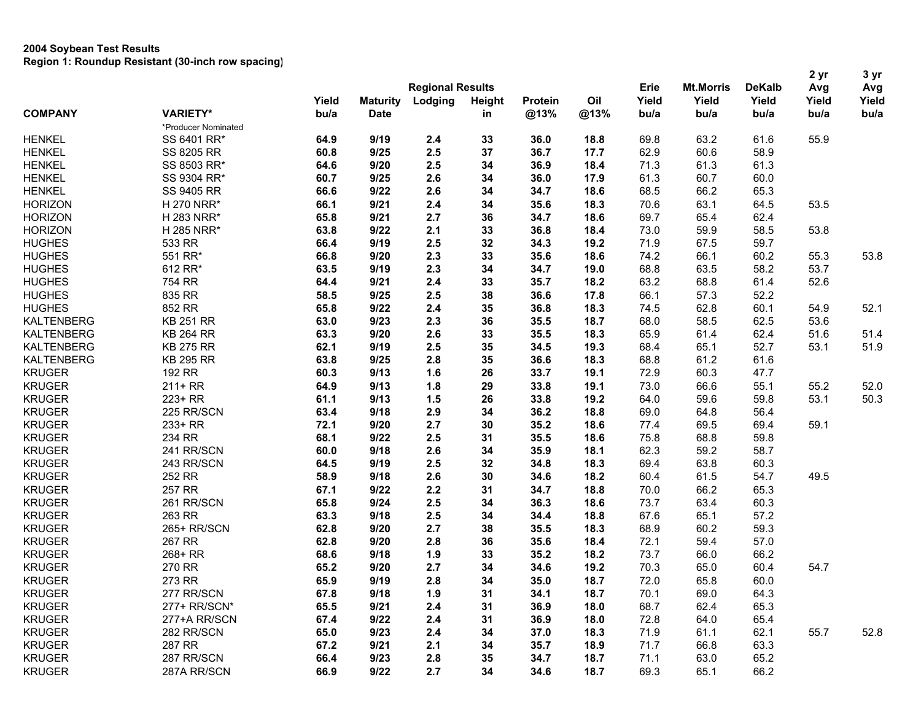**2004 Soybean Test Results**
**Region 1: Roundup Resistant (30-inch row spacing)**

| COMPANY | VARIETY* | Yield bu/a | Maturity Date | Lodging | Height in | Protein @13% | Oil @13% | Erie Yield bu/a | Mt.Morris Yield bu/a | DeKalb Yield bu/a | 2 yr Avg Yield bu/a | 3 yr Avg Yield bu/a |
|---|---|---|---|---|---|---|---|---|---|---|---|---|
| | | Regional Results | | | | | | | | | | |
| | *Producer Nominated | | | | | | | | | | | |
| HENKEL | SS 6401 RR* | **64.9** | **9/19** | **2.4** | **33** | **36.0** | **18.8** | 69.8 | 63.2 | 61.6 | 55.9 | |
| HENKEL | SS 8205 RR | **60.8** | **9/25** | **2.5** | **37** | **36.7** | **17.7** | 62.9 | 60.6 | 58.9 | | |
| HENKEL | SS 8503 RR* | **64.6** | **9/20** | **2.5** | **34** | **36.9** | **18.4** | 71.3 | 61.3 | 61.3 | | |
| HENKEL | SS 9304 RR* | **60.7** | **9/25** | **2.6** | **34** | **36.0** | **17.9** | 61.3 | 60.7 | 60.0 | | |
| HENKEL | SS 9405 RR | **66.6** | **9/22** | **2.6** | **34** | **34.7** | **18.6** | 68.5 | 66.2 | 65.3 | | |
| HORIZON | H 270 NRR* | **66.1** | **9/21** | **2.4** | **34** | **35.6** | **18.3** | 70.6 | 63.1 | 64.5 | 53.5 | |
| HORIZON | H 283 NRR* | **65.8** | **9/21** | **2.7** | **36** | **34.7** | **18.6** | 69.7 | 65.4 | 62.4 | | |
| HORIZON | H 285 NRR* | **63.8** | **9/22** | **2.1** | **33** | **36.8** | **18.4** | 73.0 | 59.9 | 58.5 | 53.8 | |
| HUGHES | 533 RR | **66.4** | **9/19** | **2.5** | **32** | **34.3** | **19.2** | 71.9 | 67.5 | 59.7 | | |
| HUGHES | 551 RR* | **66.8** | **9/20** | **2.3** | **33** | **35.6** | **18.6** | 74.2 | 66.1 | 60.2 | 55.3 | 53.8 |
| HUGHES | 612 RR* | **63.5** | **9/19** | **2.3** | **34** | **34.7** | **19.0** | 68.8 | 63.5 | 58.2 | 53.7 | |
| HUGHES | 754 RR | **64.4** | **9/21** | **2.4** | **33** | **35.7** | **18.2** | 63.2 | 68.8 | 61.4 | 52.6 | |
| HUGHES | 835 RR | **58.5** | **9/25** | **2.5** | **38** | **36.6** | **17.8** | 66.1 | 57.3 | 52.2 | | |
| HUGHES | 852 RR | **65.8** | **9/22** | **2.4** | **35** | **36.8** | **18.3** | 74.5 | 62.8 | 60.1 | 54.9 | 52.1 |
| KALTENBERG | KB 251 RR | **63.0** | **9/23** | **2.3** | **36** | **35.5** | **18.7** | 68.0 | 58.5 | 62.5 | 53.6 | |
| KALTENBERG | KB 264 RR | **63.3** | **9/20** | **2.6** | **33** | **35.5** | **18.3** | 65.9 | 61.4 | 62.4 | 51.6 | 51.4 |
| KALTENBERG | KB 275 RR | **62.1** | **9/19** | **2.5** | **35** | **34.5** | **19.3** | 68.4 | 65.1 | 52.7 | 53.1 | 51.9 |
| KALTENBERG | KB 295 RR | **63.8** | **9/25** | **2.8** | **35** | **36.6** | **18.3** | 68.8 | 61.2 | 61.6 | | |
| KRUGER | 192 RR | **60.3** | **9/13** | **1.6** | **26** | **33.7** | **19.1** | 72.9 | 60.3 | 47.7 | | |
| KRUGER | 211+ RR | **64.9** | **9/13** | **1.8** | **29** | **33.8** | **19.1** | 73.0 | 66.6 | 55.1 | 55.2 | 52.0 |
| KRUGER | 223+ RR | **61.1** | **9/13** | **1.5** | **26** | **33.8** | **19.2** | 64.0 | 59.6 | 59.8 | 53.1 | 50.3 |
| KRUGER | 225 RR/SCN | **63.4** | **9/18** | **2.9** | **34** | **36.2** | **18.8** | 69.0 | 64.8 | 56.4 | | |
| KRUGER | 233+ RR | **72.1** | **9/20** | **2.7** | **30** | **35.2** | **18.6** | 77.4 | 69.5 | 69.4 | 59.1 | |
| KRUGER | 234 RR | **68.1** | **9/22** | **2.5** | **31** | **35.5** | **18.6** | 75.8 | 68.8 | 59.8 | | |
| KRUGER | 241 RR/SCN | **60.0** | **9/18** | **2.6** | **34** | **35.9** | **18.1** | 62.3 | 59.2 | 58.7 | | |
| KRUGER | 243 RR/SCN | **64.5** | **9/19** | **2.5** | **32** | **34.8** | **18.3** | 69.4 | 63.8 | 60.3 | | |
| KRUGER | 252 RR | **58.9** | **9/18** | **2.6** | **30** | **34.6** | **18.2** | 60.4 | 61.5 | 54.7 | 49.5 | |
| KRUGER | 257 RR | **67.1** | **9/22** | **2.2** | **31** | **34.7** | **18.8** | 70.0 | 66.2 | 65.3 | | |
| KRUGER | 261 RR/SCN | **65.8** | **9/24** | **2.5** | **34** | **36.3** | **18.6** | 73.7 | 63.4 | 60.3 | | |
| KRUGER | 263 RR | **63.3** | **9/18** | **2.5** | **34** | **34.4** | **18.8** | 67.6 | 65.1 | 57.2 | | |
| KRUGER | 265+ RR/SCN | **62.8** | **9/20** | **2.7** | **38** | **35.5** | **18.3** | 68.9 | 60.2 | 59.3 | | |
| KRUGER | 267 RR | **62.8** | **9/20** | **2.8** | **36** | **35.6** | **18.4** | 72.1 | 59.4 | 57.0 | | |
| KRUGER | 268+ RR | **68.6** | **9/18** | **1.9** | **33** | **35.2** | **18.2** | 73.7 | 66.0 | 66.2 | | |
| KRUGER | 270 RR | **65.2** | **9/20** | **2.7** | **34** | **34.6** | **19.2** | 70.3 | 65.0 | 60.4 | 54.7 | |
| KRUGER | 273 RR | **65.9** | **9/19** | **2.8** | **34** | **35.0** | **18.7** | 72.0 | 65.8 | 60.0 | | |
| KRUGER | 277 RR/SCN | **67.8** | **9/18** | **1.9** | **31** | **34.1** | **18.7** | 70.1 | 69.0 | 64.3 | | |
| KRUGER | 277+ RR/SCN* | **65.5** | **9/21** | **2.4** | **31** | **36.9** | **18.0** | 68.7 | 62.4 | 65.3 | | |
| KRUGER | 277+A RR/SCN | **67.4** | **9/22** | **2.4** | **31** | **36.9** | **18.0** | 72.8 | 64.0 | 65.4 | | |
| KRUGER | 282 RR/SCN | **65.0** | **9/23** | **2.4** | **34** | **37.0** | **18.3** | 71.9 | 61.1 | 62.1 | 55.7 | 52.8 |
| KRUGER | 287 RR | **67.2** | **9/21** | **2.1** | **34** | **35.7** | **18.9** | 71.7 | 66.8 | 63.3 | | |
| KRUGER | 287 RR/SCN | **66.4** | **9/23** | **2.8** | **35** | **34.7** | **18.7** | 71.1 | 63.0 | 65.2 | | |
| KRUGER | 287A RR/SCN | **66.9** | **9/22** | **2.7** | **34** | **34.6** | **18.7** | 69.3 | 65.1 | 66.2 | | |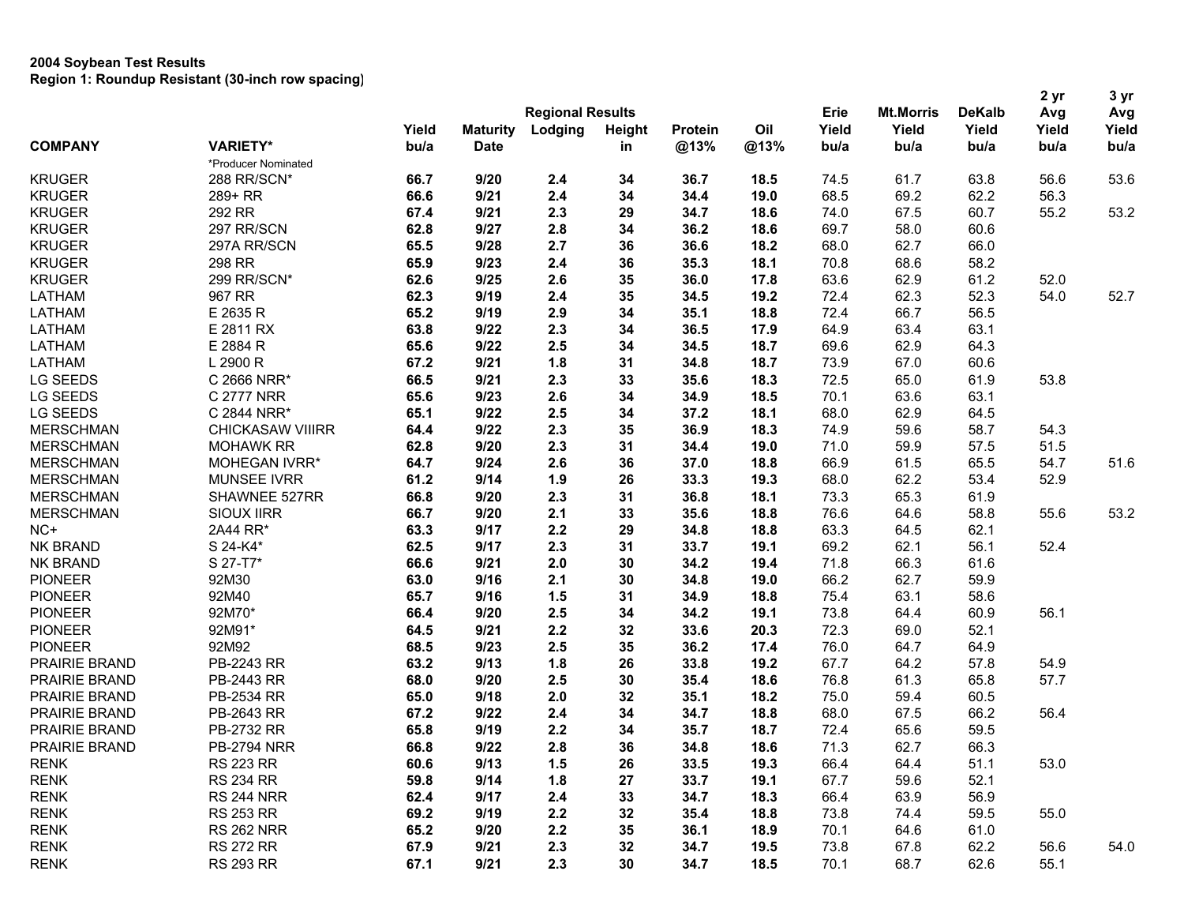**2004 Soybean Test Results**
**Region 1: Roundup Resistant (30-inch row spacing)**

| COMPANY | VARIETY* | Yield bu/a | Maturity Date | Regional Results Lodging | Height in | Protein @13% | Oil @13% | Erie Yield bu/a | Mt.Morris Yield bu/a | DeKalb Yield bu/a | 2 yr Avg Yield bu/a | 3 yr Avg Yield bu/a |
|---|---|---|---|---|---|---|---|---|---|---|---|---|
| | *Producer Nominated | | | | | | | | | | | |
| KRUGER | 288 RR/SCN* | **66.7** | **9/20** | **2.4** | **34** | **36.7** | **18.5** | 74.5 | 61.7 | 63.8 | 56.6 | 53.6 |
| KRUGER | 289+ RR | **66.6** | **9/21** | **2.4** | **34** | **34.4** | **19.0** | 68.5 | 69.2 | 62.2 | 56.3 | |
| KRUGER | 292 RR | **67.4** | **9/21** | **2.3** | **29** | **34.7** | **18.6** | 74.0 | 67.5 | 60.7 | 55.2 | 53.2 |
| KRUGER | 297 RR/SCN | **62.8** | **9/27** | **2.8** | **34** | **36.2** | **18.6** | 69.7 | 58.0 | 60.6 | | |
| KRUGER | 297A RR/SCN | **65.5** | **9/28** | **2.7** | **36** | **36.6** | **18.2** | 68.0 | 62.7 | 66.0 | | |
| KRUGER | 298 RR | **65.9** | **9/23** | **2.4** | **36** | **35.3** | **18.1** | 70.8 | 68.6 | 58.2 | | |
| KRUGER | 299 RR/SCN* | **62.6** | **9/25** | **2.6** | **35** | **36.0** | **17.8** | 63.6 | 62.9 | 61.2 | 52.0 | |
| LATHAM | 967 RR | **62.3** | **9/19** | **2.4** | **35** | **34.5** | **19.2** | 72.4 | 62.3 | 52.3 | 54.0 | 52.7 |
| LATHAM | E 2635 R | **65.2** | **9/19** | **2.9** | **34** | **35.1** | **18.8** | 72.4 | 66.7 | 56.5 | | |
| LATHAM | E 2811 RX | **63.8** | **9/22** | **2.3** | **34** | **36.5** | **17.9** | 64.9 | 63.4 | 63.1 | | |
| LATHAM | E 2884 R | **65.6** | **9/22** | **2.5** | **34** | **34.5** | **18.7** | 69.6 | 62.9 | 64.3 | | |
| LATHAM | L 2900 R | **67.2** | **9/21** | **1.8** | **31** | **34.8** | **18.7** | 73.9 | 67.0 | 60.6 | | |
| LG SEEDS | C 2666 NRR* | **66.5** | **9/21** | **2.3** | **33** | **35.6** | **18.3** | 72.5 | 65.0 | 61.9 | 53.8 | |
| LG SEEDS | C 2777 NRR | **65.6** | **9/23** | **2.6** | **34** | **34.9** | **18.5** | 70.1 | 63.6 | 63.1 | | |
| LG SEEDS | C 2844 NRR* | **65.1** | **9/22** | **2.5** | **34** | **37.2** | **18.1** | 68.0 | 62.9 | 64.5 | | |
| MERSCHMAN | CHICKASAW VIIIRR | **64.4** | **9/22** | **2.3** | **35** | **36.9** | **18.3** | 74.9 | 59.6 | 58.7 | 54.3 | |
| MERSCHMAN | MOHAWK RR | **62.8** | **9/20** | **2.3** | **31** | **34.4** | **19.0** | 71.0 | 59.9 | 57.5 | 51.5 | |
| MERSCHMAN | MOHEGAN IVRR* | **64.7** | **9/24** | **2.6** | **36** | **37.0** | **18.8** | 66.9 | 61.5 | 65.5 | 54.7 | 51.6 |
| MERSCHMAN | MUNSEE IVRR | **61.2** | **9/14** | **1.9** | **26** | **33.3** | **19.3** | 68.0 | 62.2 | 53.4 | 52.9 | |
| MERSCHMAN | SHAWNEE 527RR | **66.8** | **9/20** | **2.3** | **31** | **36.8** | **18.1** | 73.3 | 65.3 | 61.9 | | |
| MERSCHMAN | SIOUX IIRR | **66.7** | **9/20** | **2.1** | **33** | **35.6** | **18.8** | 76.6 | 64.6 | 58.8 | 55.6 | 53.2 |
| NC+ | 2A44 RR* | **63.3** | **9/17** | **2.2** | **29** | **34.8** | **18.8** | 63.3 | 64.5 | 62.1 | | |
| NK BRAND | S 24-K4* | **62.5** | **9/17** | **2.3** | **31** | **33.7** | **19.1** | 69.2 | 62.1 | 56.1 | 52.4 | |
| NK BRAND | S 27-T7* | **66.6** | **9/21** | **2.0** | **30** | **34.2** | **19.4** | 71.8 | 66.3 | 61.6 | | |
| PIONEER | 92M30 | **63.0** | **9/16** | **2.1** | **30** | **34.8** | **19.0** | 66.2 | 62.7 | 59.9 | | |
| PIONEER | 92M40 | **65.7** | **9/16** | **1.5** | **31** | **34.9** | **18.8** | 75.4 | 63.1 | 58.6 | | |
| PIONEER | 92M70* | **66.4** | **9/20** | **2.5** | **34** | **34.2** | **19.1** | 73.8 | 64.4 | 60.9 | 56.1 | |
| PIONEER | 92M91* | **64.5** | **9/21** | **2.2** | **32** | **33.6** | **20.3** | 72.3 | 69.0 | 52.1 | | |
| PIONEER | 92M92 | **68.5** | **9/23** | **2.5** | **35** | **36.2** | **17.4** | 76.0 | 64.7 | 64.9 | | |
| PRAIRIE BRAND | PB-2243 RR | **63.2** | **9/13** | **1.8** | **26** | **33.8** | **19.2** | 67.7 | 64.2 | 57.8 | 54.9 | |
| PRAIRIE BRAND | PB-2443 RR | **68.0** | **9/20** | **2.5** | **30** | **35.4** | **18.6** | 76.8 | 61.3 | 65.8 | 57.7 | |
| PRAIRIE BRAND | PB-2534 RR | **65.0** | **9/18** | **2.0** | **32** | **35.1** | **18.2** | 75.0 | 59.4 | 60.5 | | |
| PRAIRIE BRAND | PB-2643 RR | **67.2** | **9/22** | **2.4** | **34** | **34.7** | **18.8** | 68.0 | 67.5 | 66.2 | 56.4 | |
| PRAIRIE BRAND | PB-2732 RR | **65.8** | **9/19** | **2.2** | **34** | **35.7** | **18.7** | 72.4 | 65.6 | 59.5 | | |
| PRAIRIE BRAND | PB-2794 NRR | **66.8** | **9/22** | **2.8** | **36** | **34.8** | **18.6** | 71.3 | 62.7 | 66.3 | | |
| RENK | RS 223 RR | **60.6** | **9/13** | **1.5** | **26** | **33.5** | **19.3** | 66.4 | 64.4 | 51.1 | 53.0 | |
| RENK | RS 234 RR | **59.8** | **9/14** | **1.8** | **27** | **33.7** | **19.1** | 67.7 | 59.6 | 52.1 | | |
| RENK | RS 244 NRR | **62.4** | **9/17** | **2.4** | **33** | **34.7** | **18.3** | 66.4 | 63.9 | 56.9 | | |
| RENK | RS 253 RR | **69.2** | **9/19** | **2.2** | **32** | **35.4** | **18.8** | 73.8 | 74.4 | 59.5 | 55.0 | |
| RENK | RS 262 NRR | **65.2** | **9/20** | **2.2** | **35** | **36.1** | **18.9** | 70.1 | 64.6 | 61.0 | | |
| RENK | RS 272 RR | **67.9** | **9/21** | **2.3** | **32** | **34.7** | **19.5** | 73.8 | 67.8 | 62.2 | 56.6 | 54.0 |
| RENK | RS 293 RR | **67.1** | **9/21** | **2.3** | **30** | **34.7** | **18.5** | 70.1 | 68.7 | 62.6 | 55.1 | |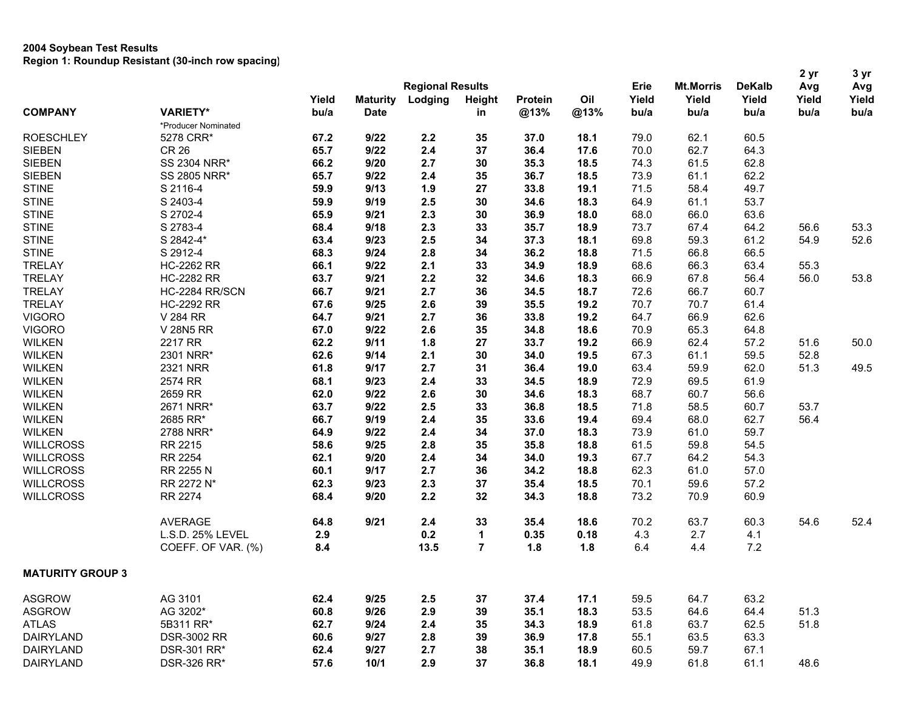**2004 Soybean Test Results**
**Region 1: Roundup Resistant (30-inch row spacing)**

| COMPANY | VARIETY* | Yield bu/a | Maturity Date | Regional Results Lodging | Height in | Protein @13% | Oil @13% | Erie Yield bu/a | Mt.Morris Yield bu/a | DeKalb Yield bu/a | 2 yr Avg Yield bu/a | 3 yr Avg Yield bu/a |
|---|---|---|---|---|---|---|---|---|---|---|---|---|
| | *Producer Nominated | | | | | | | | | | | |
| ROESCHLEY | 5278 CRR* | **67.2** | **9/22** | **2.2** | **35** | **37.0** | **18.1** | 79.0 | 62.1 | 60.5 | | |
| SIEBEN | CR 26 | **65.7** | **9/22** | **2.4** | **37** | **36.4** | **17.6** | 70.0 | 62.7 | 64.3 | | |
| SIEBEN | SS 2304 NRR* | **66.2** | **9/20** | **2.7** | **30** | **35.3** | **18.5** | 74.3 | 61.5 | 62.8 | | |
| SIEBEN | SS 2805 NRR* | **65.7** | **9/22** | **2.4** | **35** | **36.7** | **18.5** | 73.9 | 61.1 | 62.2 | | |
| STINE | S 2116-4 | **59.9** | **9/13** | **1.9** | **27** | **33.8** | **19.1** | 71.5 | 58.4 | 49.7 | | |
| STINE | S 2403-4 | **59.9** | **9/19** | **2.5** | **30** | **34.6** | **18.3** | 64.9 | 61.1 | 53.7 | | |
| STINE | S 2702-4 | **65.9** | **9/21** | **2.3** | **30** | **36.9** | **18.0** | 68.0 | 66.0 | 63.6 | | |
| STINE | S 2783-4 | **68.4** | **9/18** | **2.3** | **33** | **35.7** | **18.9** | 73.7 | 67.4 | 64.2 | 56.6 | 53.3 |
| STINE | S 2842-4* | **63.4** | **9/23** | **2.5** | **34** | **37.3** | **18.1** | 69.8 | 59.3 | 61.2 | 54.9 | 52.6 |
| STINE | S 2912-4 | **68.3** | **9/24** | **2.8** | **34** | **36.2** | **18.8** | 71.5 | 66.8 | 66.5 | | |
| TRELAY | HC-2262 RR | **66.1** | **9/22** | **2.1** | **33** | **34.9** | **18.9** | 68.6 | 66.3 | 63.4 | 55.3 | |
| TRELAY | HC-2282 RR | **63.7** | **9/21** | **2.2** | **32** | **34.6** | **18.3** | 66.9 | 67.8 | 56.4 | 56.0 | 53.8 |
| TRELAY | HC-2284 RR/SCN | **66.7** | **9/21** | **2.7** | **36** | **34.5** | **18.7** | 72.6 | 66.7 | 60.7 | | |
| TRELAY | HC-2292 RR | **67.6** | **9/25** | **2.6** | **39** | **35.5** | **19.2** | 70.7 | 70.7 | 61.4 | | |
| VIGORO | V 284 RR | **64.7** | **9/21** | **2.7** | **36** | **33.8** | **19.2** | 64.7 | 66.9 | 62.6 | | |
| VIGORO | V 28N5 RR | **67.0** | **9/22** | **2.6** | **35** | **34.8** | **18.6** | 70.9 | 65.3 | 64.8 | | |
| WILKEN | 2217 RR | **62.2** | **9/11** | **1.8** | **27** | **33.7** | **19.2** | 66.9 | 62.4 | 57.2 | 51.6 | 50.0 |
| WILKEN | 2301 NRR* | **62.6** | **9/14** | **2.1** | **30** | **34.0** | **19.5** | 67.3 | 61.1 | 59.5 | 52.8 | |
| WILKEN | 2321 NRR | **61.8** | **9/17** | **2.7** | **31** | **36.4** | **19.0** | 63.4 | 59.9 | 62.0 | 51.3 | 49.5 |
| WILKEN | 2574 RR | **68.1** | **9/23** | **2.4** | **33** | **34.5** | **18.9** | 72.9 | 69.5 | 61.9 | | |
| WILKEN | 2659 RR | **62.0** | **9/22** | **2.6** | **30** | **34.6** | **18.3** | 68.7 | 60.7 | 56.6 | | |
| WILKEN | 2671 NRR* | **63.7** | **9/22** | **2.5** | **33** | **36.8** | **18.5** | 71.8 | 58.5 | 60.7 | 53.7 | |
| WILKEN | 2685 RR* | **66.7** | **9/19** | **2.4** | **35** | **33.6** | **19.4** | 69.4 | 68.0 | 62.7 | 56.4 | |
| WILKEN | 2788 NRR* | **64.9** | **9/22** | **2.4** | **34** | **37.0** | **18.3** | 73.9 | 61.0 | 59.7 | | |
| WILLCROSS | RR 2215 | **58.6** | **9/25** | **2.8** | **35** | **35.8** | **18.8** | 61.5 | 59.8 | 54.5 | | |
| WILLCROSS | RR 2254 | **62.1** | **9/20** | **2.4** | **34** | **34.0** | **19.3** | 67.7 | 64.2 | 54.3 | | |
| WILLCROSS | RR 2255 N | **60.1** | **9/17** | **2.7** | **36** | **34.2** | **18.8** | 62.3 | 61.0 | 57.0 | | |
| WILLCROSS | RR 2272 N* | **62.3** | **9/23** | **2.3** | **37** | **35.4** | **18.5** | 70.1 | 59.6 | 57.2 | | |
| WILLCROSS | RR 2274 | **68.4** | **9/20** | **2.2** | **32** | **34.3** | **18.8** | 73.2 | 70.9 | 60.9 | | |
| | AVERAGE | **64.8** | **9/21** | **2.4** | **33** | **35.4** | **18.6** | 70.2 | 63.7 | 60.3 | 54.6 | 52.4 |
| | L.S.D. 25% LEVEL | **2.9** | | **0.2** | **1** | **0.35** | **0.18** | 4.3 | 2.7 | 4.1 | | |
| | COEFF. OF VAR. (%) | **8.4** | | **13.5** | **7** | **1.8** | **1.8** | 6.4 | 4.4 | 7.2 | | |
| **MATURITY GROUP 3** | | | | | | | | | | | | |
| ASGROW | AG 3101 | **62.4** | **9/25** | **2.5** | **37** | **37.4** | **17.1** | 59.5 | 64.7 | 63.2 | | |
| ASGROW | AG 3202* | **60.8** | **9/26** | **2.9** | **39** | **35.1** | **18.3** | 53.5 | 64.6 | 64.4 | 51.3 | |
| ATLAS | 5B311 RR* | **62.7** | **9/24** | **2.4** | **35** | **34.3** | **18.9** | 61.8 | 63.7 | 62.5 | 51.8 | |
| DAIRYLAND | DSR-3002 RR | **60.6** | **9/27** | **2.8** | **39** | **36.9** | **17.8** | 55.1 | 63.5 | 63.3 | | |
| DAIRYLAND | DSR-301 RR* | **62.4** | **9/27** | **2.7** | **38** | **35.1** | **18.9** | 60.5 | 59.7 | 67.1 | | |
| DAIRYLAND | DSR-326 RR* | **57.6** | **10/1** | **2.9** | **37** | **36.8** | **18.1** | 49.9 | 61.8 | 61.1 | 48.6 | |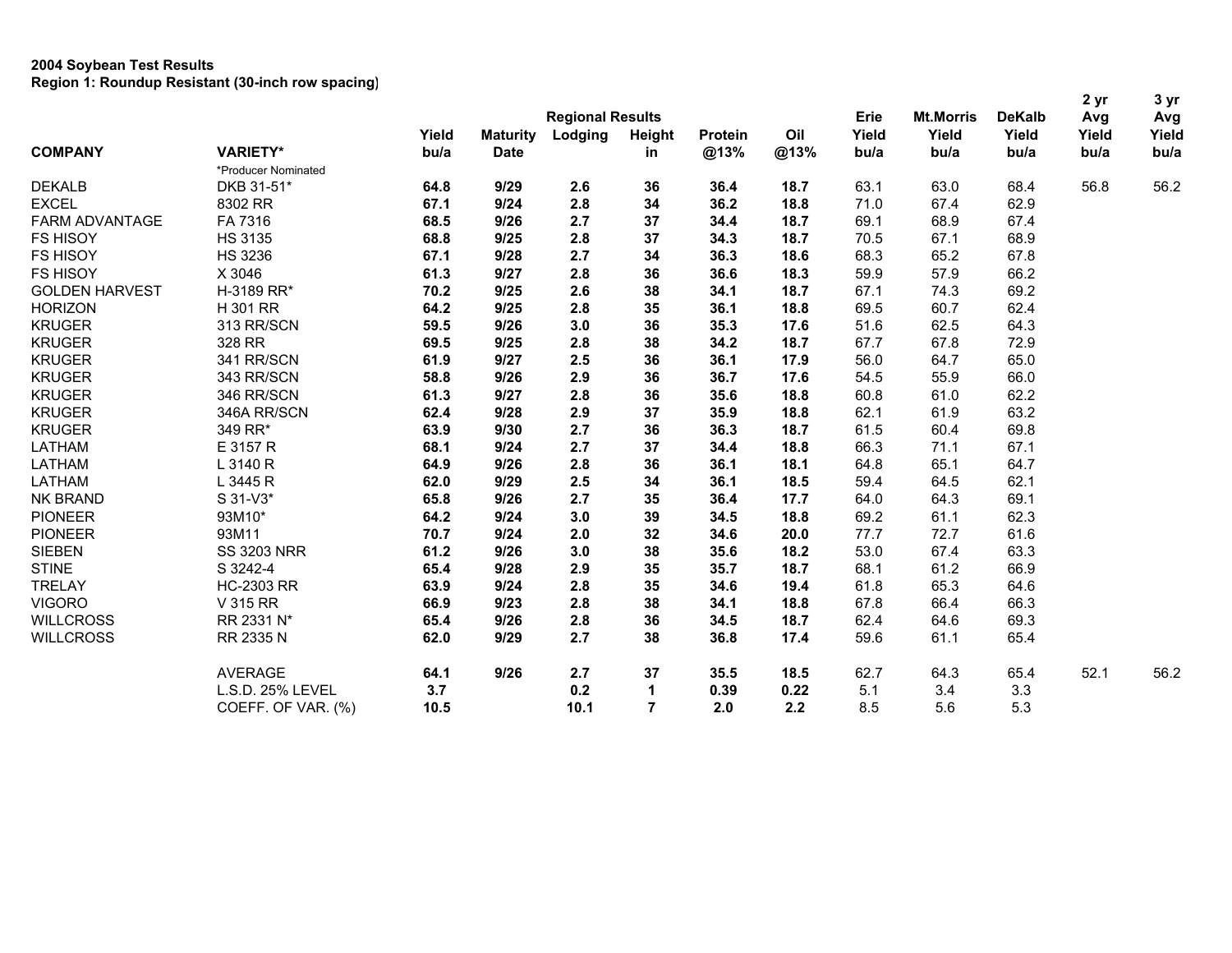**2004 Soybean Test Results**
**Region 1: Roundup Resistant (30-inch row spacing)**

| | | Regional Results | | | | | | Erie | Mt.Morris | DeKalb | 2 yr Avg | 3 yr Avg |
|---|---|---|---|---|---|---|---|---|---|---|---|---|
| COMPANY | VARIETY* | Yield bu/a | Maturity Date | Lodging | Height in | Protein @13% | Oil @13% | Yield bu/a | Yield bu/a | Yield bu/a | Yield bu/a | Yield bu/a |
| | *Producer Nominated | | | | | | | | | | | |
| DEKALB | DKB 31-51* | **64.8** | **9/29** | **2.6** | **36** | **36.4** | **18.7** | 63.1 | 63.0 | 68.4 | 56.8 | 56.2 |
| EXCEL | 8302 RR | **67.1** | **9/24** | **2.8** | **34** | **36.2** | **18.8** | 71.0 | 67.4 | 62.9 | | |
| FARM ADVANTAGE | FA 7316 | **68.5** | **9/26** | **2.7** | **37** | **34.4** | **18.7** | 69.1 | 68.9 | 67.4 | | |
| FS HISOY | HS 3135 | **68.8** | **9/25** | **2.8** | **37** | **34.3** | **18.7** | 70.5 | 67.1 | 68.9 | | |
| FS HISOY | HS 3236 | **67.1** | **9/28** | **2.7** | **34** | **36.3** | **18.6** | 68.3 | 65.2 | 67.8 | | |
| FS HISOY | X 3046 | **61.3** | **9/27** | **2.8** | **36** | **36.6** | **18.3** | 59.9 | 57.9 | 66.2 | | |
| GOLDEN HARVEST | H-3189 RR* | **70.2** | **9/25** | **2.6** | **38** | **34.1** | **18.7** | 67.1 | 74.3 | 69.2 | | |
| HORIZON | H 301 RR | **64.2** | **9/25** | **2.8** | **35** | **36.1** | **18.8** | 69.5 | 60.7 | 62.4 | | |
| KRUGER | 313 RR/SCN | **59.5** | **9/26** | **3.0** | **36** | **35.3** | **17.6** | 51.6 | 62.5 | 64.3 | | |
| KRUGER | 328 RR | **69.5** | **9/25** | **2.8** | **38** | **34.2** | **18.7** | 67.7 | 67.8 | 72.9 | | |
| KRUGER | 341 RR/SCN | **61.9** | **9/27** | **2.5** | **36** | **36.1** | **17.9** | 56.0 | 64.7 | 65.0 | | |
| KRUGER | 343 RR/SCN | **58.8** | **9/26** | **2.9** | **36** | **36.7** | **17.6** | 54.5 | 55.9 | 66.0 | | |
| KRUGER | 346 RR/SCN | **61.3** | **9/27** | **2.8** | **36** | **35.6** | **18.8** | 60.8 | 61.0 | 62.2 | | |
| KRUGER | 346A RR/SCN | **62.4** | **9/28** | **2.9** | **37** | **35.9** | **18.8** | 62.1 | 61.9 | 63.2 | | |
| KRUGER | 349 RR* | **63.9** | **9/30** | **2.7** | **36** | **36.3** | **18.7** | 61.5 | 60.4 | 69.8 | | |
| LATHAM | E 3157 R | **68.1** | **9/24** | **2.7** | **37** | **34.4** | **18.8** | 66.3 | 71.1 | 67.1 | | |
| LATHAM | L 3140 R | **64.9** | **9/26** | **2.8** | **36** | **36.1** | **18.1** | 64.8 | 65.1 | 64.7 | | |
| LATHAM | L 3445 R | **62.0** | **9/29** | **2.5** | **34** | **36.1** | **18.5** | 59.4 | 64.5 | 62.1 | | |
| NK BRAND | S 31-V3* | **65.8** | **9/26** | **2.7** | **35** | **36.4** | **17.7** | 64.0 | 64.3 | 69.1 | | |
| PIONEER | 93M10* | **64.2** | **9/24** | **3.0** | **39** | **34.5** | **18.8** | 69.2 | 61.1 | 62.3 | | |
| PIONEER | 93M11 | **70.7** | **9/24** | **2.0** | **32** | **34.6** | **20.0** | 77.7 | 72.7 | 61.6 | | |
| SIEBEN | SS 3203 NRR | **61.2** | **9/26** | **3.0** | **38** | **35.6** | **18.2** | 53.0 | 67.4 | 63.3 | | |
| STINE | S 3242-4 | **65.4** | **9/28** | **2.9** | **35** | **35.7** | **18.7** | 68.1 | 61.2 | 66.9 | | |
| TRELAY | HC-2303 RR | **63.9** | **9/24** | **2.8** | **35** | **34.6** | **19.4** | 61.8 | 65.3 | 64.6 | | |
| VIGORO | V 315 RR | **66.9** | **9/23** | **2.8** | **38** | **34.1** | **18.8** | 67.8 | 66.4 | 66.3 | | |
| WILLCROSS | RR 2331 N* | **65.4** | **9/26** | **2.8** | **36** | **34.5** | **18.7** | 62.4 | 64.6 | 69.3 | | |
| WILLCROSS | RR 2335 N | **62.0** | **9/29** | **2.7** | **38** | **36.8** | **17.4** | 59.6 | 61.1 | 65.4 | | |
| | AVERAGE | **64.1** | **9/26** | **2.7** | **37** | **35.5** | **18.5** | 62.7 | 64.3 | 65.4 | 52.1 | 56.2 |
| | L.S.D. 25% LEVEL | **3.7** | | **0.2** | **1** | **0.39** | **0.22** | 5.1 | 3.4 | 3.3 | | |
| | COEFF. OF VAR. (%) | **10.5** | | **10.1** | **7** | **2.0** | **2.2** | 8.5 | 5.6 | 5.3 | | |